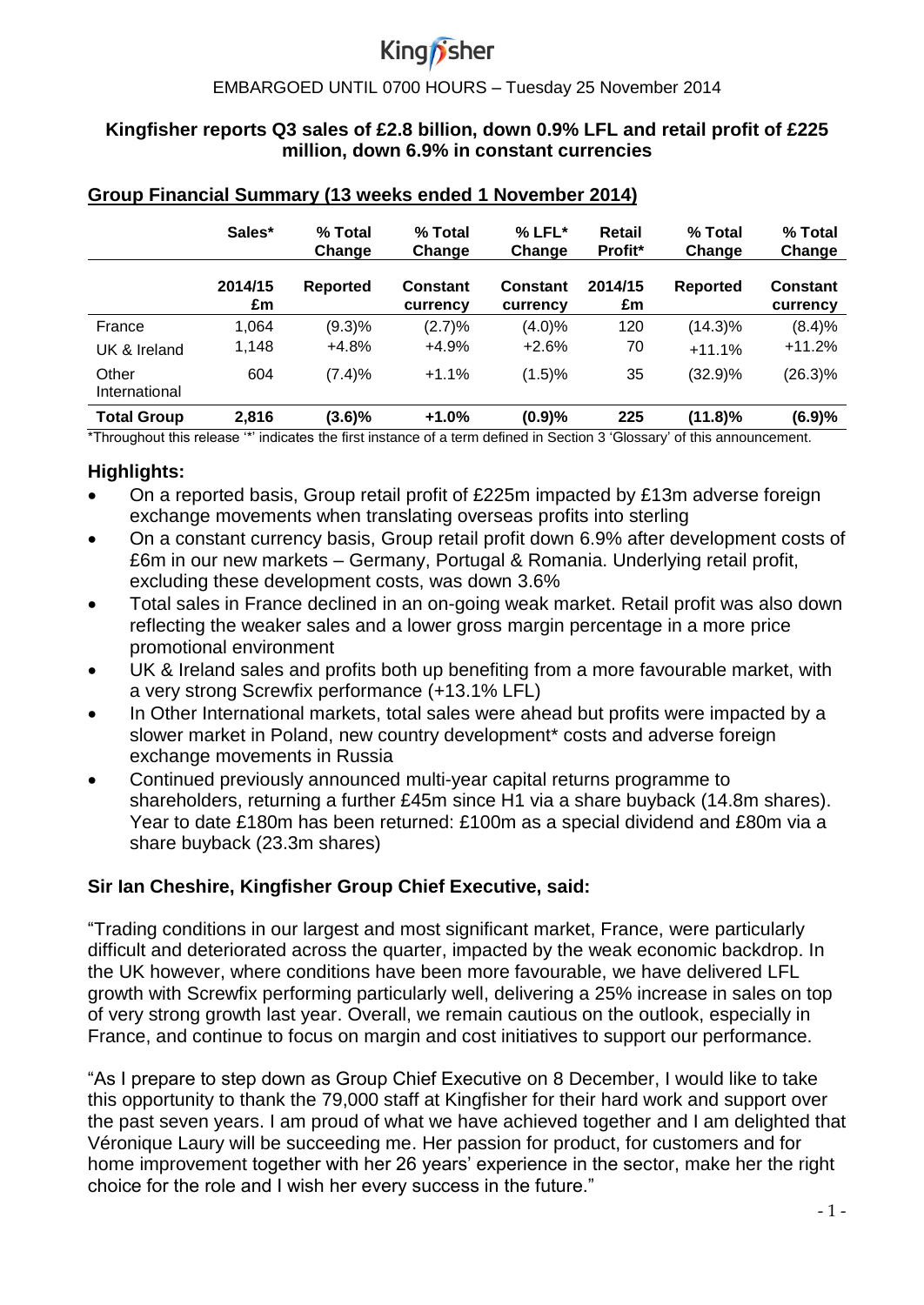Kingfisher

EMBARGOED UNTIL 0700 HOURS – Tuesday 25 November 2014

**Kingfisher reports Q3 sales of £2.8 billion, down 0.9% LFL and retail profit of £225 million, down 6.9% in constant currencies**

## Group Financial Summary (13 weeks ended 1 November 2014)

| | Sales* | % Total Change | % Total Change | % LFL* Change | Retail Profit* | % Total Change | % Total Change |
|---|---|---|---|---|---|---|---|
| | 2014/15 £m | Reported | Constant currency | Constant currency | 2014/15 £m | Reported | Constant currency |
| France | 1,064 | (9.3)% | (2.7)% | (4.0)% | 120 | (14.3)% | (8.4)% |
| UK & Ireland | 1,148 | +4.8% | +4.9% | +2.6% | 70 | +11.1% | +11.2% |
| Other International | 604 | (7.4)% | +1.1% | (1.5)% | 35 | (32.9)% | (26.3)% |
| **Total Group** | **2,816** | **(3.6)%** | **+1.0%** | **(0.9)%** | **225** | **(11.8)%** | **(6.9)%** |

*Throughout this release '*' indicates the first instance of a term defined in Section 3 'Glossary' of this announcement.

### Highlights:

- On a reported basis, Group retail profit of £225m impacted by £13m adverse foreign exchange movements when translating overseas profits into sterling
- On a constant currency basis, Group retail profit down 6.9% after development costs of £6m in our new markets – Germany, Portugal & Romania. Underlying retail profit, excluding these development costs, was down 3.6%
- Total sales in France declined in an on-going weak market. Retail profit was also down reflecting the weaker sales and a lower gross margin percentage in a more price promotional environment
- UK & Ireland sales and profits both up benefiting from a more favourable market, with a very strong Screwfix performance (+13.1% LFL)
- In Other International markets, total sales were ahead but profits were impacted by a slower market in Poland, new country development* costs and adverse foreign exchange movements in Russia
- Continued previously announced multi-year capital returns programme to shareholders, returning a further £45m since H1 via a share buyback (14.8m shares). Year to date £180m has been returned: £100m as a special dividend and £80m via a share buyback (23.3m shares)

### Sir Ian Cheshire, Kingfisher Group Chief Executive, said:

"Trading conditions in our largest and most significant market, France, were particularly difficult and deteriorated across the quarter, impacted by the weak economic backdrop. In the UK however, where conditions have been more favourable, we have delivered LFL growth with Screwfix performing particularly well, delivering a 25% increase in sales on top of very strong growth last year. Overall, we remain cautious on the outlook, especially in France, and continue to focus on margin and cost initiatives to support our performance.

"As I prepare to step down as Group Chief Executive on 8 December, I would like to take this opportunity to thank the 79,000 staff at Kingfisher for their hard work and support over the past seven years. I am proud of what we have achieved together and I am delighted that Véronique Laury will be succeeding me. Her passion for product, for customers and for home improvement together with her 26 years' experience in the sector, make her the right choice for the role and I wish her every success in the future."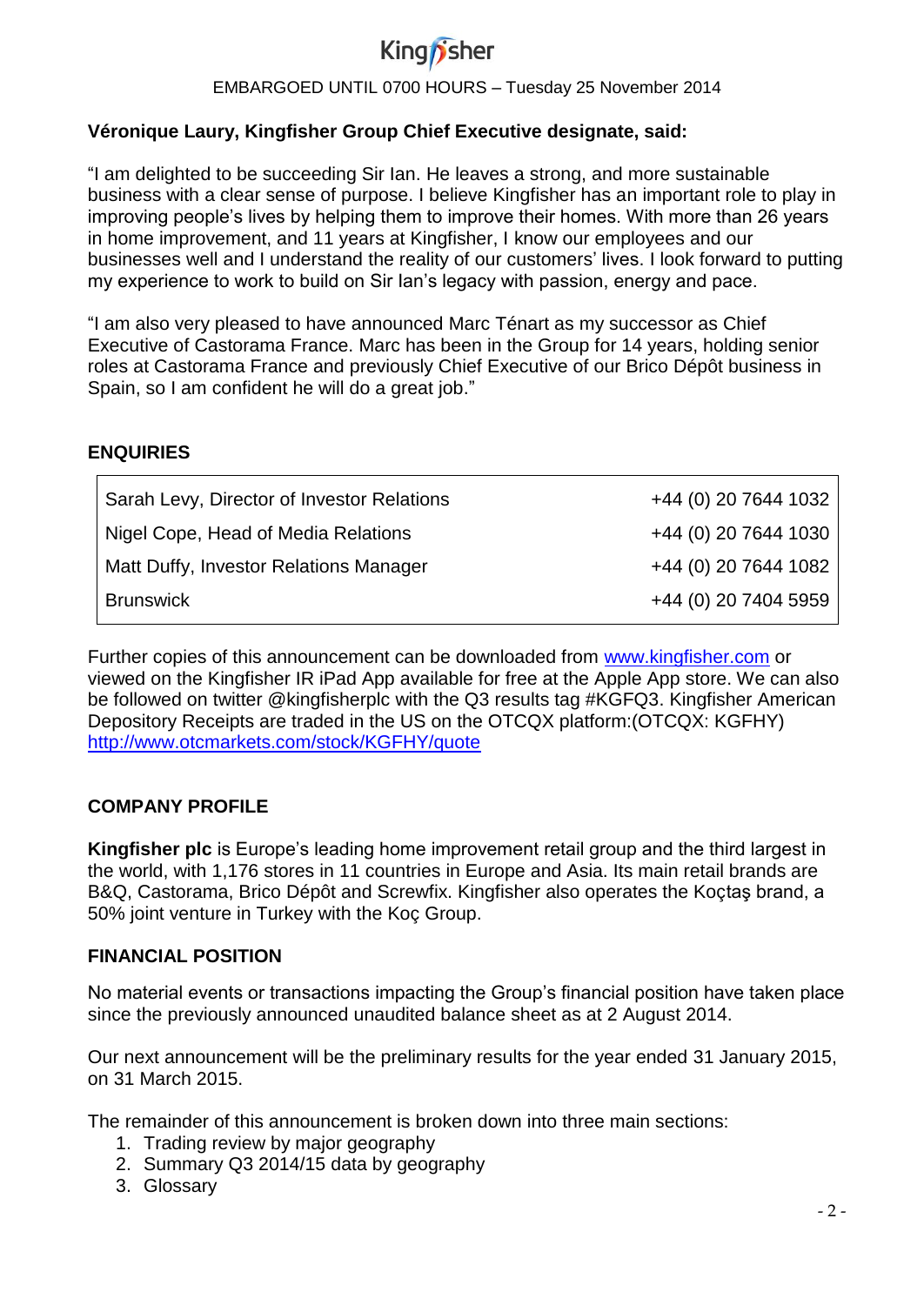EMBARGOED UNTIL 0700 HOURS – Tuesday 25 November 2014

**Véronique Laury, Kingfisher Group Chief Executive designate, said:**

"I am delighted to be succeeding Sir Ian. He leaves a strong, and more sustainable business with a clear sense of purpose. I believe Kingfisher has an important role to play in improving people's lives by helping them to improve their homes. With more than 26 years in home improvement, and 11 years at Kingfisher, I know our employees and our businesses well and I understand the reality of our customers' lives. I look forward to putting my experience to work to build on Sir Ian's legacy with passion, energy and pace.

"I am also very pleased to have announced Marc Ténart as my successor as Chief Executive of Castorama France. Marc has been in the Group for 14 years, holding senior roles at Castorama France and previously Chief Executive of our Brico Dépôt business in Spain, so I am confident he will do a great job."

## ENQUIRIES

| | |
|---|---|
| Sarah Levy, Director of Investor Relations | +44 (0) 20 7644 1032 |
| Nigel Cope, Head of Media Relations | +44 (0) 20 7644 1030 |
| Matt Duffy, Investor Relations Manager | +44 (0) 20 7644 1082 |
| Brunswick | +44 (0) 20 7404 5959 |

Further copies of this announcement can be downloaded from www.kingfisher.com or viewed on the Kingfisher IR iPad App available for free at the Apple App store. We can also be followed on twitter @kingfisherplc with the Q3 results tag #KGFQ3. Kingfisher American Depository Receipts are traded in the US on the OTCQX platform:(OTCQX: KGFHY) http://www.otcmarkets.com/stock/KGFHY/quote

## COMPANY PROFILE

**Kingfisher plc** is Europe's leading home improvement retail group and the third largest in the world, with 1,176 stores in 11 countries in Europe and Asia. Its main retail brands are B&Q, Castorama, Brico Dépôt and Screwfix. Kingfisher also operates the Koçtaş brand, a 50% joint venture in Turkey with the Koç Group.

## FINANCIAL POSITION

No material events or transactions impacting the Group's financial position have taken place since the previously announced unaudited balance sheet as at 2 August 2014.

Our next announcement will be the preliminary results for the year ended 31 January 2015, on 31 March 2015.

The remainder of this announcement is broken down into three main sections:

1. Trading review by major geography
2. Summary Q3 2014/15 data by geography
3. Glossary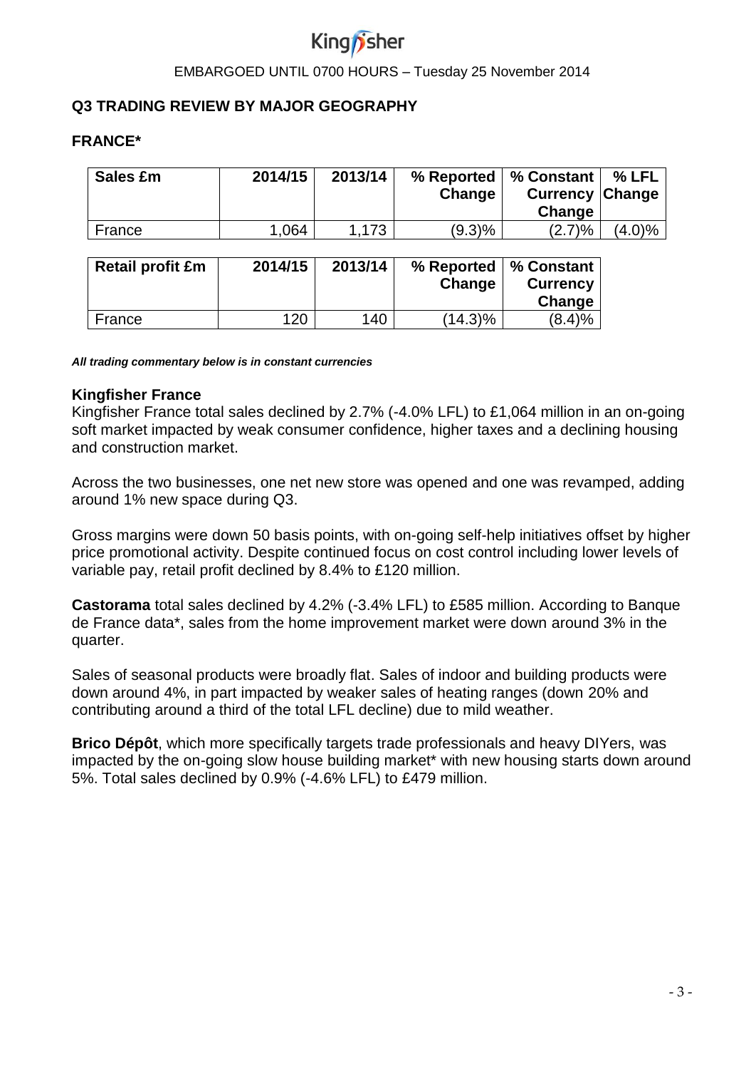## Q3 TRADING REVIEW BY MAJOR GEOGRAPHY

### FRANCE*

| Sales £m | 2014/15 | 2013/14 | % Reported Change | % Constant Currency Change | % LFL Change |
|---|---|---|---|---|---|
| France | 1,064 | 1,173 | (9.3)% | (2.7)% | (4.0)% |

| Retail profit £m | 2014/15 | 2013/14 | % Reported Change | % Constant Currency Change |
|---|---|---|---|---|
| France | 120 | 140 | (14.3)% | (8.4)% |

***All trading commentary below is in constant currencies***

**Kingfisher France**
Kingfisher France total sales declined by 2.7% (-4.0% LFL) to £1,064 million in an on-going soft market impacted by weak consumer confidence, higher taxes and a declining housing and construction market.

Across the two businesses, one net new store was opened and one was revamped, adding around 1% new space during Q3.

Gross margins were down 50 basis points, with on-going self-help initiatives offset by higher price promotional activity. Despite continued focus on cost control including lower levels of variable pay, retail profit declined by 8.4% to £120 million.

**Castorama** total sales declined by 4.2% (-3.4% LFL) to £585 million. According to Banque de France data*, sales from the home improvement market were down around 3% in the quarter.

Sales of seasonal products were broadly flat. Sales of indoor and building products were down around 4%, in part impacted by weaker sales of heating ranges (down 20% and contributing around a third of the total LFL decline) due to mild weather.

**Brico Dépôt**, which more specifically targets trade professionals and heavy DIYers, was impacted by the on-going slow house building market* with new housing starts down around 5%. Total sales declined by 0.9% (-4.6% LFL) to £479 million.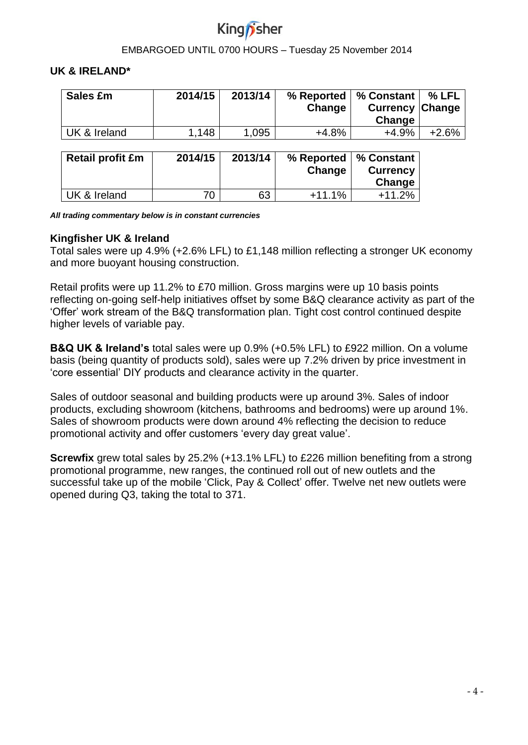## UK & IRELAND*

| Sales £m | 2014/15 | 2013/14 | % Reported Change | % Constant Currency Change | % LFL Change |
|---|---|---|---|---|---|
| UK & Ireland | 1,148 | 1,095 | +4.8% | +4.9% | +2.6% |

| Retail profit £m | 2014/15 | 2013/14 | % Reported Change | % Constant Currency Change |
|---|---|---|---|---|
| UK & Ireland | 70 | 63 | +11.1% | +11.2% |

***All trading commentary below is in constant currencies***

### Kingfisher UK & Ireland

Total sales were up 4.9% (+2.6% LFL) to £1,148 million reflecting a stronger UK economy and more buoyant housing construction.

Retail profits were up 11.2% to £70 million. Gross margins were up 10 basis points reflecting on-going self-help initiatives offset by some B&Q clearance activity as part of the 'Offer' work stream of the B&Q transformation plan. Tight cost control continued despite higher levels of variable pay.

**B&Q UK & Ireland's** total sales were up 0.9% (+0.5% LFL) to £922 million. On a volume basis (being quantity of products sold), sales were up 7.2% driven by price investment in 'core essential' DIY products and clearance activity in the quarter.

Sales of outdoor seasonal and building products were up around 3%. Sales of indoor products, excluding showroom (kitchens, bathrooms and bedrooms) were up around 1%. Sales of showroom products were down around 4% reflecting the decision to reduce promotional activity and offer customers 'every day great value'.

**Screwfix** grew total sales by 25.2% (+13.1% LFL) to £226 million benefiting from a strong promotional programme, new ranges, the continued roll out of new outlets and the successful take up of the mobile 'Click, Pay & Collect' offer. Twelve net new outlets were opened during Q3, taking the total to 371.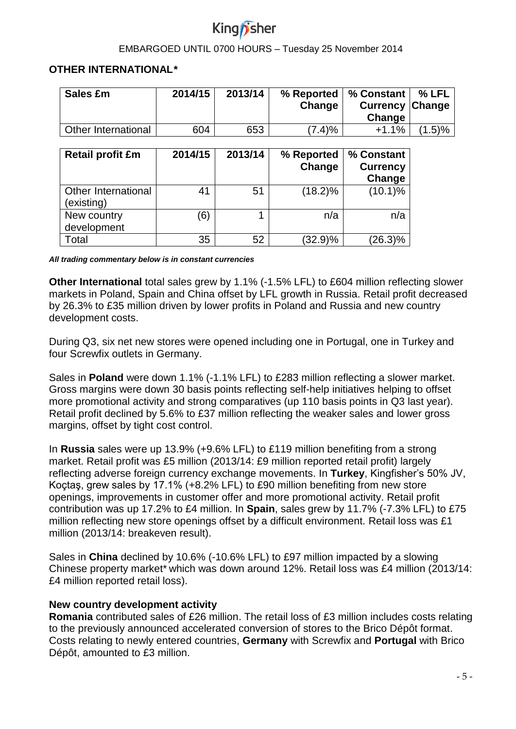## OTHER INTERNATIONAL*

| Sales £m | 2014/15 | 2013/14 | % Reported Change | % Constant Currency Change | % LFL Change |
|---|---|---|---|---|---|
| Other International | 604 | 653 | (7.4)% | +1.1% | (1.5)% |

| Retail profit £m | 2014/15 | 2013/14 | % Reported Change | % Constant Currency Change |
|---|---|---|---|---|
| Other International (existing) | 41 | 51 | (18.2)% | (10.1)% |
| New country development | (6) | 1 | n/a | n/a |
| Total | 35 | 52 | (32.9)% | (26.3)% |

***All trading commentary below is in constant currencies***

**Other International** total sales grew by 1.1% (-1.5% LFL) to £604 million reflecting slower markets in Poland, Spain and China offset by LFL growth in Russia. Retail profit decreased by 26.3% to £35 million driven by lower profits in Poland and Russia and new country development costs.

During Q3, six net new stores were opened including one in Portugal, one in Turkey and four Screwfix outlets in Germany.

Sales in **Poland** were down 1.1% (-1.1% LFL) to £283 million reflecting a slower market. Gross margins were down 30 basis points reflecting self-help initiatives helping to offset more promotional activity and strong comparatives (up 110 basis points in Q3 last year). Retail profit declined by 5.6% to £37 million reflecting the weaker sales and lower gross margins, offset by tight cost control.

In **Russia** sales were up 13.9% (+9.6% LFL) to £119 million benefiting from a strong market. Retail profit was £5 million (2013/14: £9 million reported retail profit) largely reflecting adverse foreign currency exchange movements. In **Turkey**, Kingfisher's 50% JV, Koçtaş, grew sales by 17.1% (+8.2% LFL) to £90 million benefiting from new store openings, improvements in customer offer and more promotional activity. Retail profit contribution was up 17.2% to £4 million. In **Spain**, sales grew by 11.7% (-7.3% LFL) to £75 million reflecting new store openings offset by a difficult environment. Retail loss was £1 million (2013/14: breakeven result).

Sales in **China** declined by 10.6% (-10.6% LFL) to £97 million impacted by a slowing Chinese property market* which was down around 12%. Retail loss was £4 million (2013/14: £4 million reported retail loss).

### New country development activity

**Romania** contributed sales of £26 million. The retail loss of £3 million includes costs relating to the previously announced accelerated conversion of stores to the Brico Dépôt format. Costs relating to newly entered countries, **Germany** with Screwfix and **Portugal** with Brico Dépôt, amounted to £3 million.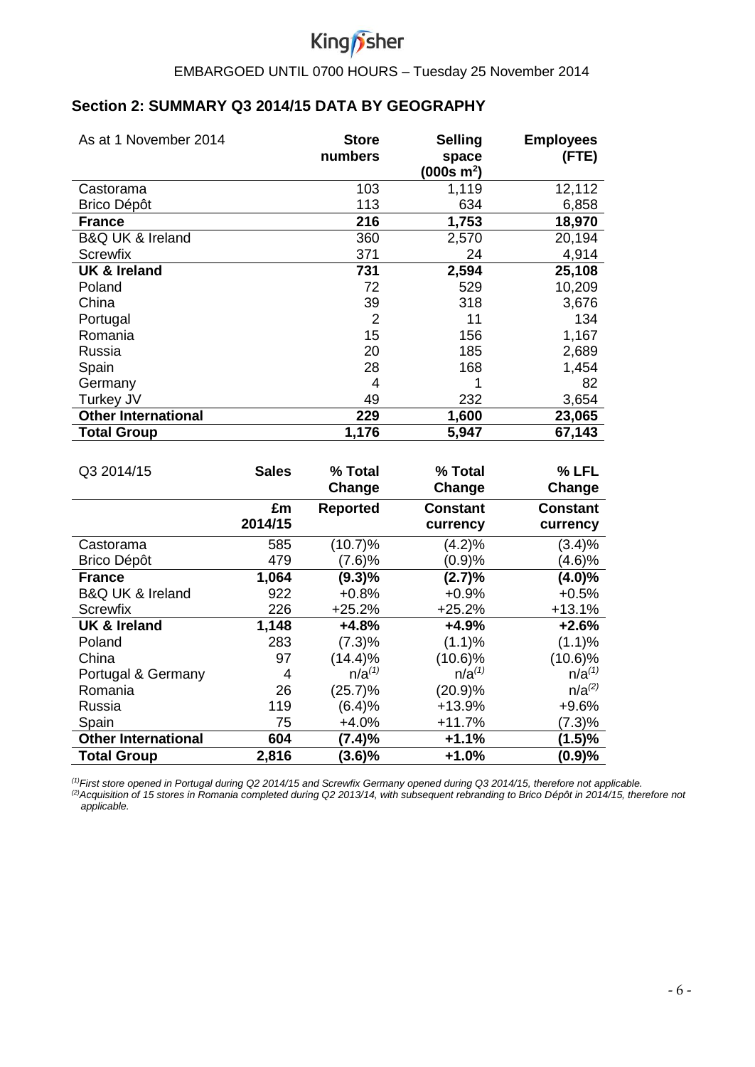EMBARGOED UNTIL 0700 HOURS – Tuesday 25 November 2014

## Section 2: SUMMARY Q3 2014/15 DATA BY GEOGRAPHY

| As at 1 November 2014 | Store numbers | Selling space (000s $m^2$) | Employees (FTE) |
|---|---|---|---|
| Castorama | 103 | 1,119 | 12,112 |
| Brico Dépôt | 113 | 634 | 6,858 |
| **France** | **216** | **1,753** | **18,970** |
| B&Q UK & Ireland | 360 | 2,570 | 20,194 |
| Screwfix | 371 | 24 | 4,914 |
| **UK & Ireland** | **731** | **2,594** | **25,108** |
| Poland | 72 | 529 | 10,209 |
| China | 39 | 318 | 3,676 |
| Portugal | 2 | 11 | 134 |
| Romania | 15 | 156 | 1,167 |
| Russia | 20 | 185 | 2,689 |
| Spain | 28 | 168 | 1,454 |
| Germany | 4 | 1 | 82 |
| Turkey JV | 49 | 232 | 3,654 |
| **Other International** | **229** | **1,600** | **23,065** |
| **Total Group** | **1,176** | **5,947** | **67,143** |

| Q3 2014/15 | Sales | % Total Change | % Total Change | % LFL Change |
|---|---|---|---|---|
| | £m 2014/15 | Reported | Constant currency | Constant currency |
| Castorama | 585 | (10.7)% | (4.2)% | (3.4)% |
| Brico Dépôt | 479 | (7.6)% | (0.9)% | (4.6)% |
| **France** | **1,064** | **(9.3)%** | **(2.7)%** | **(4.0)%** |
| B&Q UK & Ireland | 922 | +0.8% | +0.9% | +0.5% |
| Screwfix | 226 | +25.2% | +25.2% | +13.1% |
| **UK & Ireland** | **1,148** | **+4.8%** | **+4.9%** | **+2.6%** |
| Poland | 283 | (7.3)% | (1.1)% | (1.1)% |
| China | 97 | (14.4)% | (10.6)% | (10.6)% |
| Portugal & Germany | 4 | n/a[(1)] | n/a[(1)] | n/a[(1)] |
| Romania | 26 | (25.7)% | (20.9)% | n/a[(2)] |
| Russia | 119 | (6.4)% | +13.9% | +9.6% |
| Spain | 75 | +4.0% | +11.7% | (7.3)% |
| **Other International** | **604** | **(7.4)%** | **+1.1%** | **(1.5)%** |
| **Total Group** | **2,816** | **(3.6)%** | **+1.0%** | **(0.9)%** |

*[(1)]First store opened in Portugal during Q2 2014/15 and Screwfix Germany opened during Q3 2014/15, therefore not applicable.*
*[(2)]Acquisition of 15 stores in Romania completed during Q2 2013/14, with subsequent rebranding to Brico Dépôt in 2014/15, therefore not applicable.*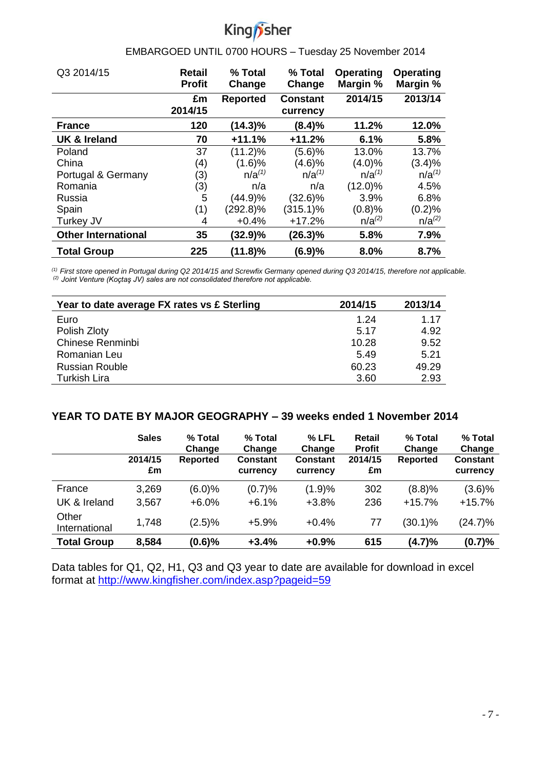EMBARGOED UNTIL 0700 HOURS – Tuesday 25 November 2014

| Q3 2014/15 | Retail Profit | % Total Change | % Total Change | Operating Margin % | Operating Margin % |
|---|---|---|---|---|---|
| | £m 2014/15 | Reported | Constant currency | 2014/15 | 2013/14 |
| **France** | **120** | **(14.3)%** | **(8.4)%** | **11.2%** | **12.0%** |
| **UK & Ireland** | **70** | **+11.1%** | **+11.2%** | **6.1%** | **5.8%** |
| Poland | 37 | (11.2)% | (5.6)% | 13.0% | 13.7% |
| China | (4) | (1.6)% | (4.6)% | (4.0)% | (3.4)% |
| Portugal & Germany | (3) | n/a[1] | n/a[1] | n/a[1] | n/a[1] |
| Romania | (3) | n/a | n/a | (12.0)% | 4.5% |
| Russia | 5 | (44.9)% | (32.6)% | 3.9% | 6.8% |
| Spain | (1) | (292.8)% | (315.1)% | (0.8)% | (0.2)% |
| Turkey JV | 4 | +0.4% | +17.2% | n/a[2] | n/a[2] |
| **Other International** | **35** | **(32.9)%** | **(26.3)%** | **5.8%** | **7.9%** |
| **Total Group** | **225** | **(11.8)%** | **(6.9)%** | **8.0%** | **8.7%** |

*[1] First store opened in Portugal during Q2 2014/15 and Screwfix Germany opened during Q3 2014/15, therefore not applicable.*
*[2] Joint Venture (Koçtaş JV) sales are not consolidated therefore not applicable.*

| Year to date average FX rates vs £ Sterling | 2014/15 | 2013/14 |
|---|---|---|
| Euro | 1.24 | 1.17 |
| Polish Zloty | 5.17 | 4.92 |
| Chinese Renminbi | 10.28 | 9.52 |
| Romanian Leu | 5.49 | 5.21 |
| Russian Rouble | 60.23 | 49.29 |
| Turkish Lira | 3.60 | 2.93 |

## YEAR TO DATE BY MAJOR GEOGRAPHY – 39 weeks ended 1 November 2014

| | Sales | % Total Change | % Total Change | % LFL Change | Retail Profit | % Total Change | % Total Change |
|---|---|---|---|---|---|---|---|
| | 2014/15 £m | Reported | Constant currency | Constant currency | 2014/15 £m | Reported | Constant currency |
| France | 3,269 | (6.0)% | (0.7)% | (1.9)% | 302 | (8.8)% | (3.6)% |
| UK & Ireland | 3,567 | +6.0% | +6.1% | +3.8% | 236 | +15.7% | +15.7% |
| Other International | 1,748 | (2.5)% | +5.9% | +0.4% | 77 | (30.1)% | (24.7)% |
| **Total Group** | **8,584** | **(0.6)%** | **+3.4%** | **+0.9%** | **615** | **(4.7)%** | **(0.7)%** |

Data tables for Q1, Q2, H1, Q3 and Q3 year to date are available for download in excel format at http://www.kingfisher.com/index.asp?pageid=59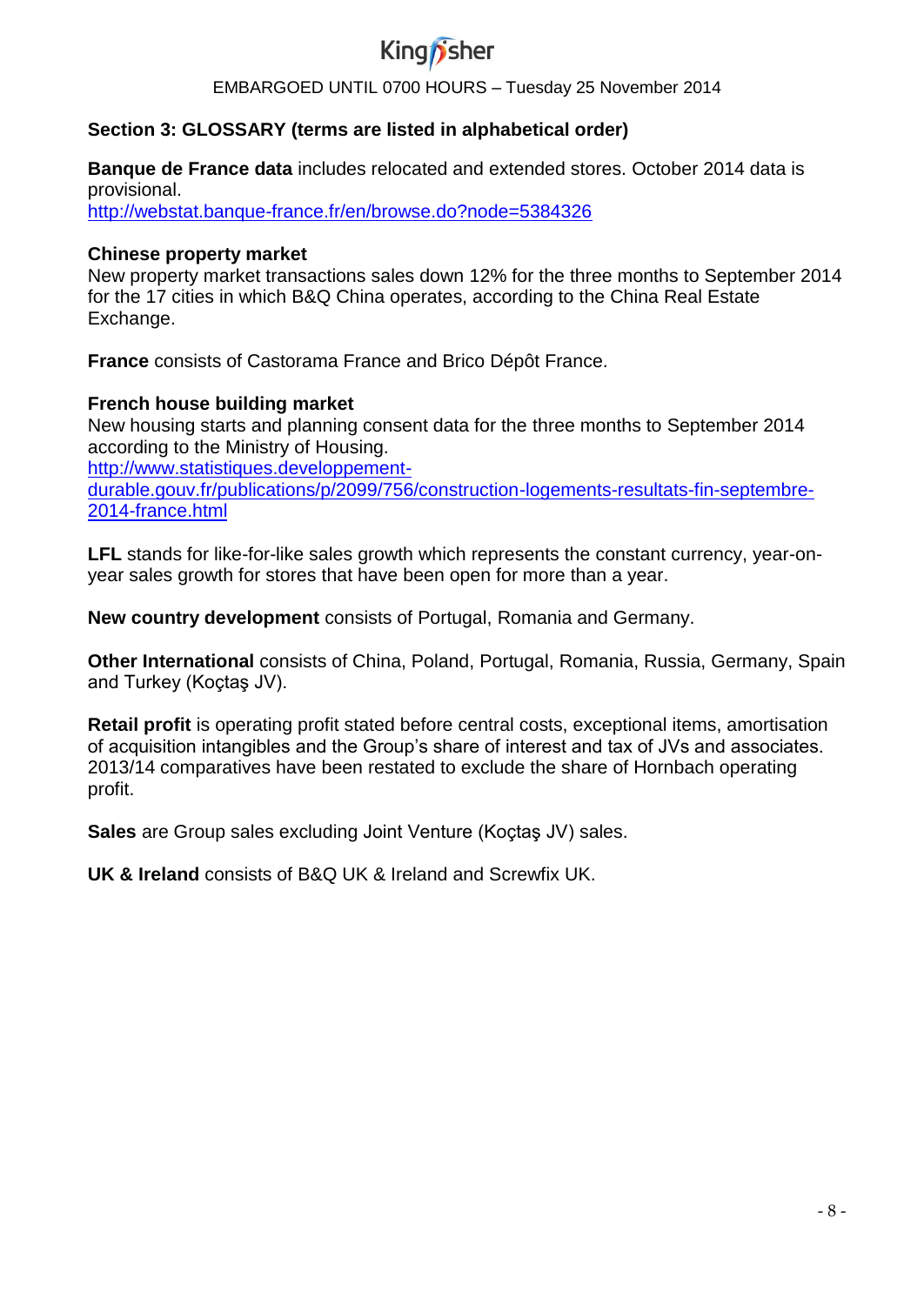## Section 3: GLOSSARY (terms are listed in alphabetical order)

**Banque de France data** includes relocated and extended stores. October 2014 data is provisional.
http://webstat.banque-france.fr/en/browse.do?node=5384326

**Chinese property market**
New property market transactions sales down 12% for the three months to September 2014 for the 17 cities in which B&Q China operates, according to the China Real Estate Exchange.

**France** consists of Castorama France and Brico Dépôt France.

**French house building market**
New housing starts and planning consent data for the three months to September 2014 according to the Ministry of Housing.
http://www.statistiques.developpement-durable.gouv.fr/publications/p/2099/756/construction-logements-resultats-fin-septembre-2014-france.html

**LFL** stands for like-for-like sales growth which represents the constant currency, year-on-year sales growth for stores that have been open for more than a year.

**New country development** consists of Portugal, Romania and Germany.

**Other International** consists of China, Poland, Portugal, Romania, Russia, Germany, Spain and Turkey (Koçtaş JV).

**Retail profit** is operating profit stated before central costs, exceptional items, amortisation of acquisition intangibles and the Group's share of interest and tax of JVs and associates. 2013/14 comparatives have been restated to exclude the share of Hornbach operating profit.

**Sales** are Group sales excluding Joint Venture (Koçtaş JV) sales.

**UK & Ireland** consists of B&Q UK & Ireland and Screwfix UK.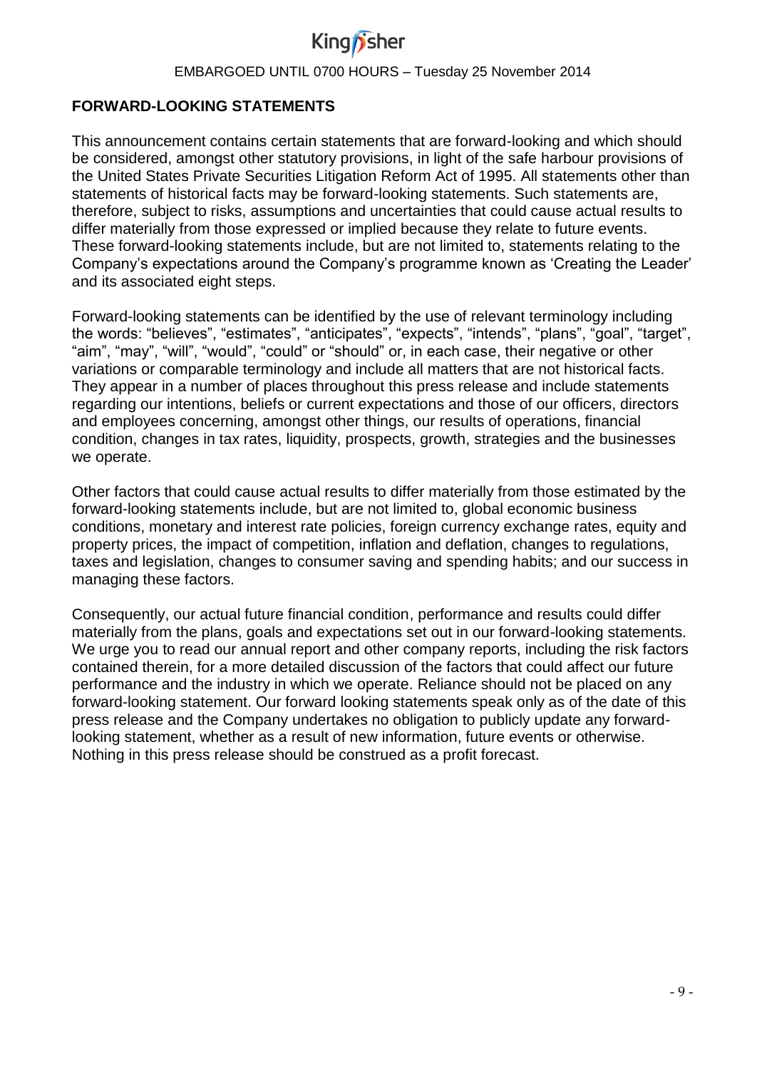## FORWARD-LOOKING STATEMENTS

This announcement contains certain statements that are forward-looking and which should be considered, amongst other statutory provisions, in light of the safe harbour provisions of the United States Private Securities Litigation Reform Act of 1995. All statements other than statements of historical facts may be forward-looking statements. Such statements are, therefore, subject to risks, assumptions and uncertainties that could cause actual results to differ materially from those expressed or implied because they relate to future events. These forward-looking statements include, but are not limited to, statements relating to the Company's expectations around the Company's programme known as 'Creating the Leader' and its associated eight steps.

Forward-looking statements can be identified by the use of relevant terminology including the words: "believes", "estimates", "anticipates", "expects", "intends", "plans", "goal", "target", "aim", "may", "will", "would", "could" or "should" or, in each case, their negative or other variations or comparable terminology and include all matters that are not historical facts. They appear in a number of places throughout this press release and include statements regarding our intentions, beliefs or current expectations and those of our officers, directors and employees concerning, amongst other things, our results of operations, financial condition, changes in tax rates, liquidity, prospects, growth, strategies and the businesses we operate.

Other factors that could cause actual results to differ materially from those estimated by the forward-looking statements include, but are not limited to, global economic business conditions, monetary and interest rate policies, foreign currency exchange rates, equity and property prices, the impact of competition, inflation and deflation, changes to regulations, taxes and legislation, changes to consumer saving and spending habits; and our success in managing these factors.

Consequently, our actual future financial condition, performance and results could differ materially from the plans, goals and expectations set out in our forward-looking statements. We urge you to read our annual report and other company reports, including the risk factors contained therein, for a more detailed discussion of the factors that could affect our future performance and the industry in which we operate. Reliance should not be placed on any forward-looking statement. Our forward looking statements speak only as of the date of this press release and the Company undertakes no obligation to publicly update any forward-looking statement, whether as a result of new information, future events or otherwise. Nothing in this press release should be construed as a profit forecast.